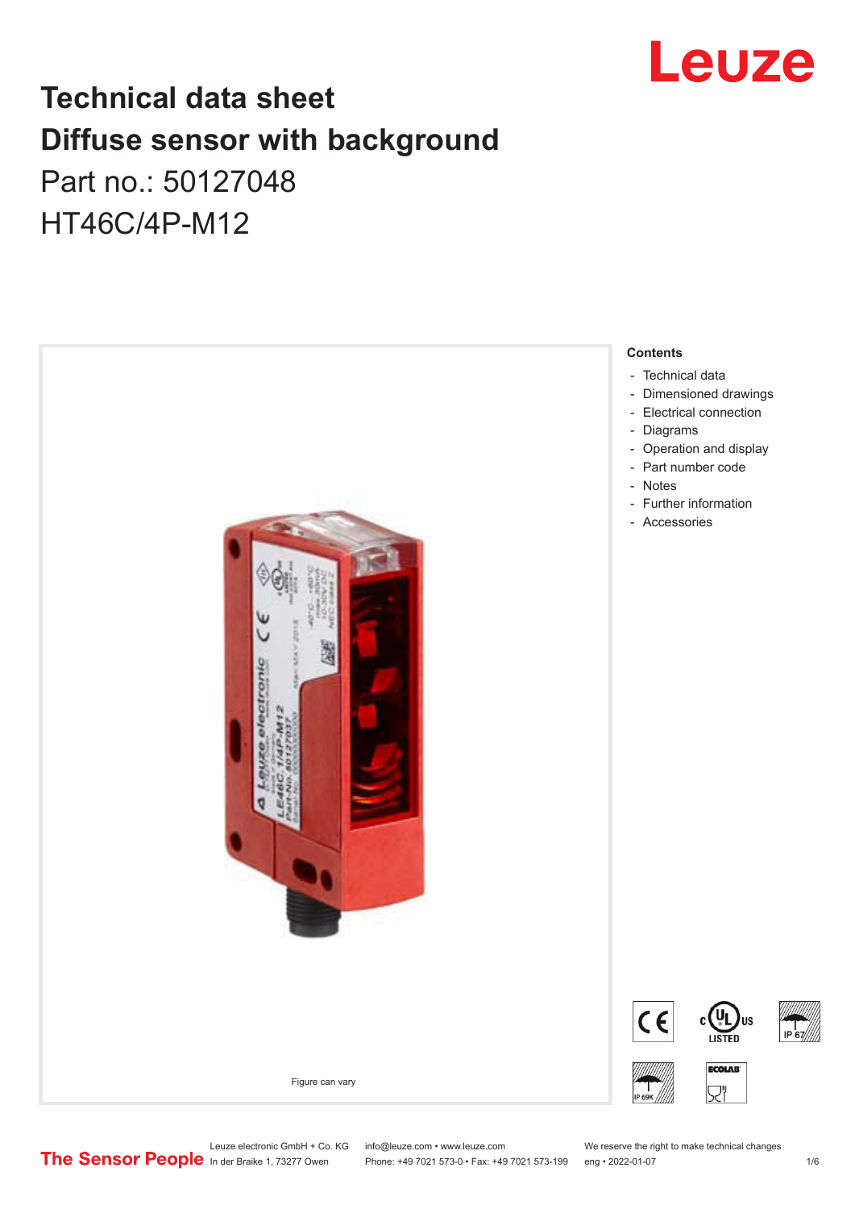# Technical data sheet
# Diffuse sensor with background

Part no.: 50127048

HT46C/4P-M12

Figure can vary

**Contents**

- Technical data
- Dimensioned drawings
- Electrical connection
- Diagrams
- Operation and display
- Part number code
- Notes
- Further information
- Accessories

Leuze electronic GmbH + Co. KG
In der Braike 1, 73277 Owen

info@leuze.com • www.leuze.com
Phone: +49 7021 573-0 • Fax: +49 7021 573-199

We reserve the right to make technical changes
eng • 2022-01-07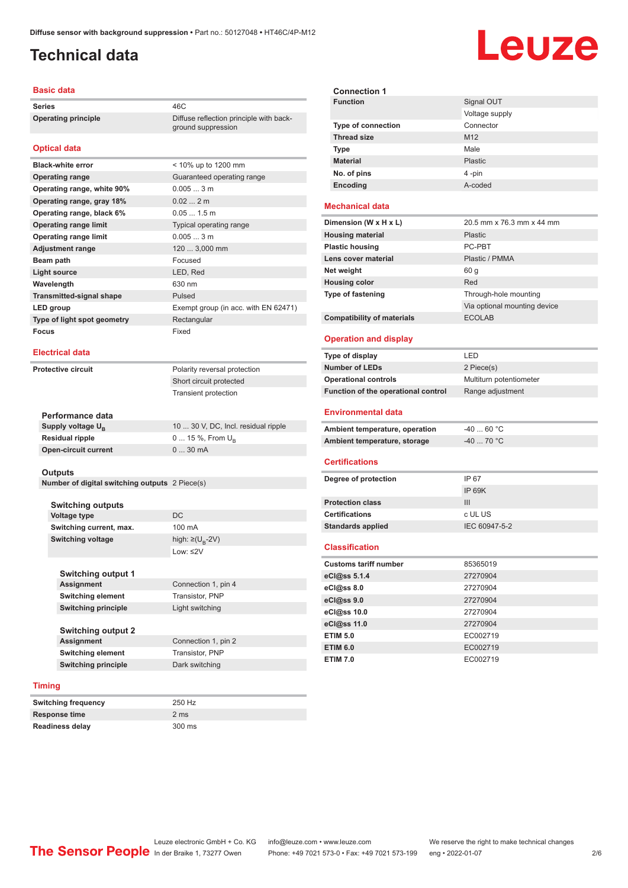# Technical data

## Basic data

| | |
|---|---|
| Series | 46C |
| Operating principle | Diffuse reflection principle with background suppression |

## Optical data

| | |
|---|---|
| Black-white error | < 10% up to 1200 mm |
| Operating range | Guaranteed operating range |
| Operating range, white 90% | 0.005 ... 3 m |
| Operating range, gray 18% | 0.02 ... 2 m |
| Operating range, black 6% | 0.05 ... 1.5 m |
| Operating range limit | Typical operating range |
| Operating range limit | 0.005 ... 3 m |
| Adjustment range | 120 ... 3,000 mm |
| Beam path | Focused |
| Light source | LED, Red |
| Wavelength | 630 nm |
| Transmitted-signal shape | Pulsed |
| LED group | Exempt group (in acc. with EN 62471) |
| Type of light spot geometry | Rectangular |
| Focus | Fixed |

## Electrical data

| | |
|---|---|
| Protective circuit | Polarity reversal protection |
| | Short circuit protected |
| | Transient protection |

### Performance data

| | |
|---|---|
| Supply voltage $U_B$ | 10 ... 30 V, DC, Incl. residual ripple |
| Residual ripple | 0 ... 15 %, From $U_B$ |
| Open-circuit current | 0 ... 30 mA |

### Outputs

| | |
|---|---|
| Number of digital switching outputs | 2 Piece(s) |

#### Switching outputs

| | |
|---|---|
| Voltage type | DC |
| Switching current, max. | 100 mA |
| Switching voltage | high: ≥($U_B$-2V) |
| | Low: ≤2V |

##### Switching output 1

| | |
|---|---|
| Assignment | Connection 1, pin 4 |
| Switching element | Transistor, PNP |
| Switching principle | Light switching |

##### Switching output 2

| | |
|---|---|
| Assignment | Connection 1, pin 2 |
| Switching element | Transistor, PNP |
| Switching principle | Dark switching |

## Timing

| | |
|---|---|
| Switching frequency | 250 Hz |
| Response time | 2 ms |
| Readiness delay | 300 ms |

### Connection 1

| | |
|---|---|
| Function | Signal OUT |
| | Voltage supply |
| Type of connection | Connector |
| Thread size | M12 |
| Type | Male |
| Material | Plastic |
| No. of pins | 4 -pin |
| Encoding | A-coded |

## Mechanical data

| | |
|---|---|
| Dimension (W x H x L) | 20.5 mm x 76.3 mm x 44 mm |
| Housing material | Plastic |
| Plastic housing | PC-PBT |
| Lens cover material | Plastic / PMMA |
| Net weight | 60 g |
| Housing color | Red |
| Type of fastening | Through-hole mounting |
| | Via optional mounting device |
| Compatibility of materials | ECOLAB |

## Operation and display

| | |
|---|---|
| Type of display | LED |
| Number of LEDs | 2 Piece(s) |
| Operational controls | Multiturn potentiometer |
| Function of the operational control | Range adjustment |

## Environmental data

| | |
|---|---|
| Ambient temperature, operation | -40 ... 60 °C |
| Ambient temperature, storage | -40 ... 70 °C |

## Certifications

| | |
|---|---|
| Degree of protection | IP 67 |
| | IP 69K |
| Protection class | III |
| Certifications | c UL US |
| Standards applied | IEC 60947-5-2 |

## Classification

| | |
|---|---|
| Customs tariff number | 85365019 |
| eCl@ss 5.1.4 | 27270904 |
| eCl@ss 8.0 | 27270904 |
| eCl@ss 9.0 | 27270904 |
| eCl@ss 10.0 | 27270904 |
| eCl@ss 11.0 | 27270904 |
| ETIM 5.0 | EC002719 |
| ETIM 6.0 | EC002719 |
| ETIM 7.0 | EC002719 |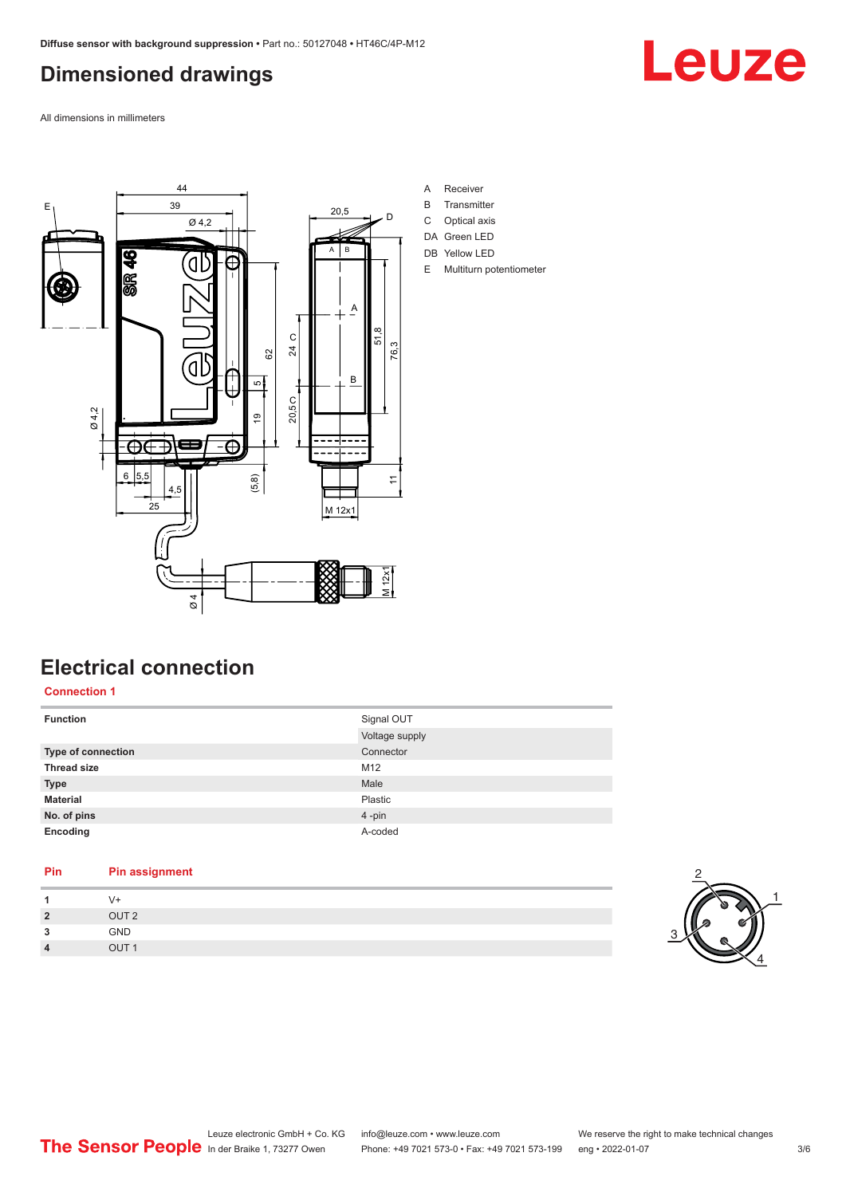## Dimensioned drawings

All dimensions in millimeters

A Receiver
B Transmitter
C Optical axis
DA Green LED
DB Yellow LED
E Multiturn potentiometer

## Electrical connection

### Connection 1

| Function | Signal OUT |
|---|---|
| | Voltage supply |
| **Type of connection** | Connector |
| **Thread size** | M12 |
| **Type** | Male |
| **Material** | Plastic |
| **No. of pins** | 4 -pin |
| **Encoding** | A-coded |

| Pin | Pin assignment |
|---|---|
| **1** | V+ |
| **2** | OUT 2 |
| **3** | GND |
| **4** | OUT 1 |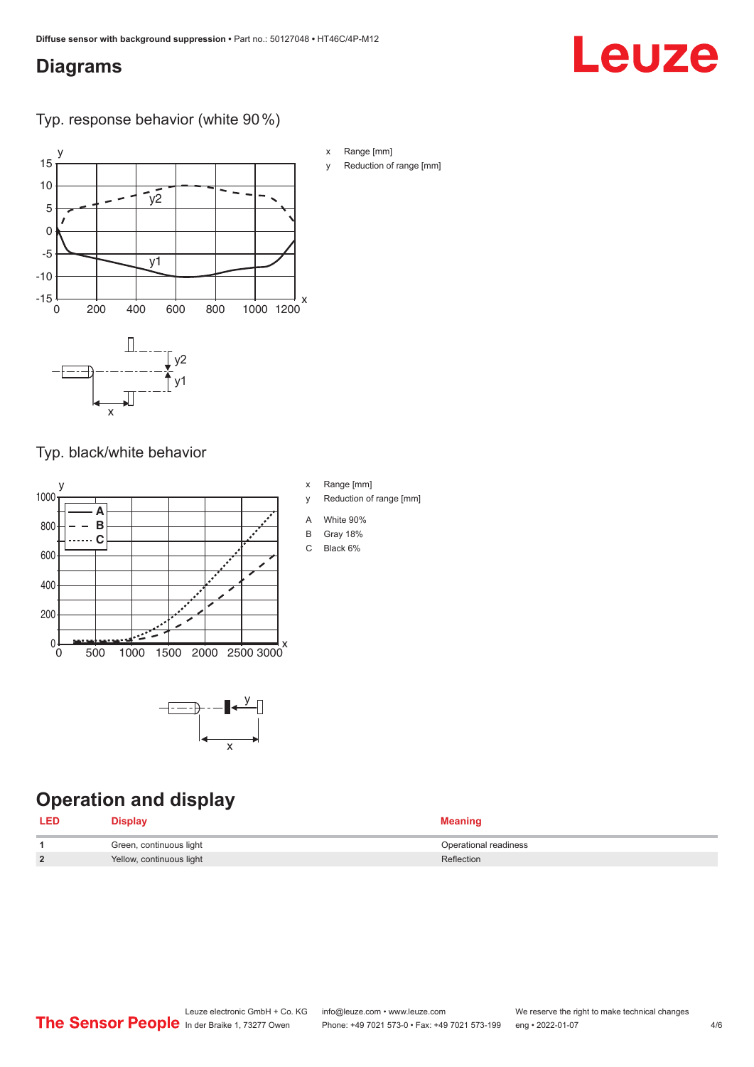## Diagrams

### Typ. response behavior (white 90 %)

- x Range [mm]
- y Reduction of range [mm]

### Typ. black/white behavior

- x Range [mm]
- y Reduction of range [mm]
- A White 90%
- B Gray 18%
- C Black 6%

## Operation and display

| LED | Display | Meaning |
|---|---|---|
| 1 | Green, continuous light | Operational readiness |
| 2 | Yellow, continuous light | Reflection |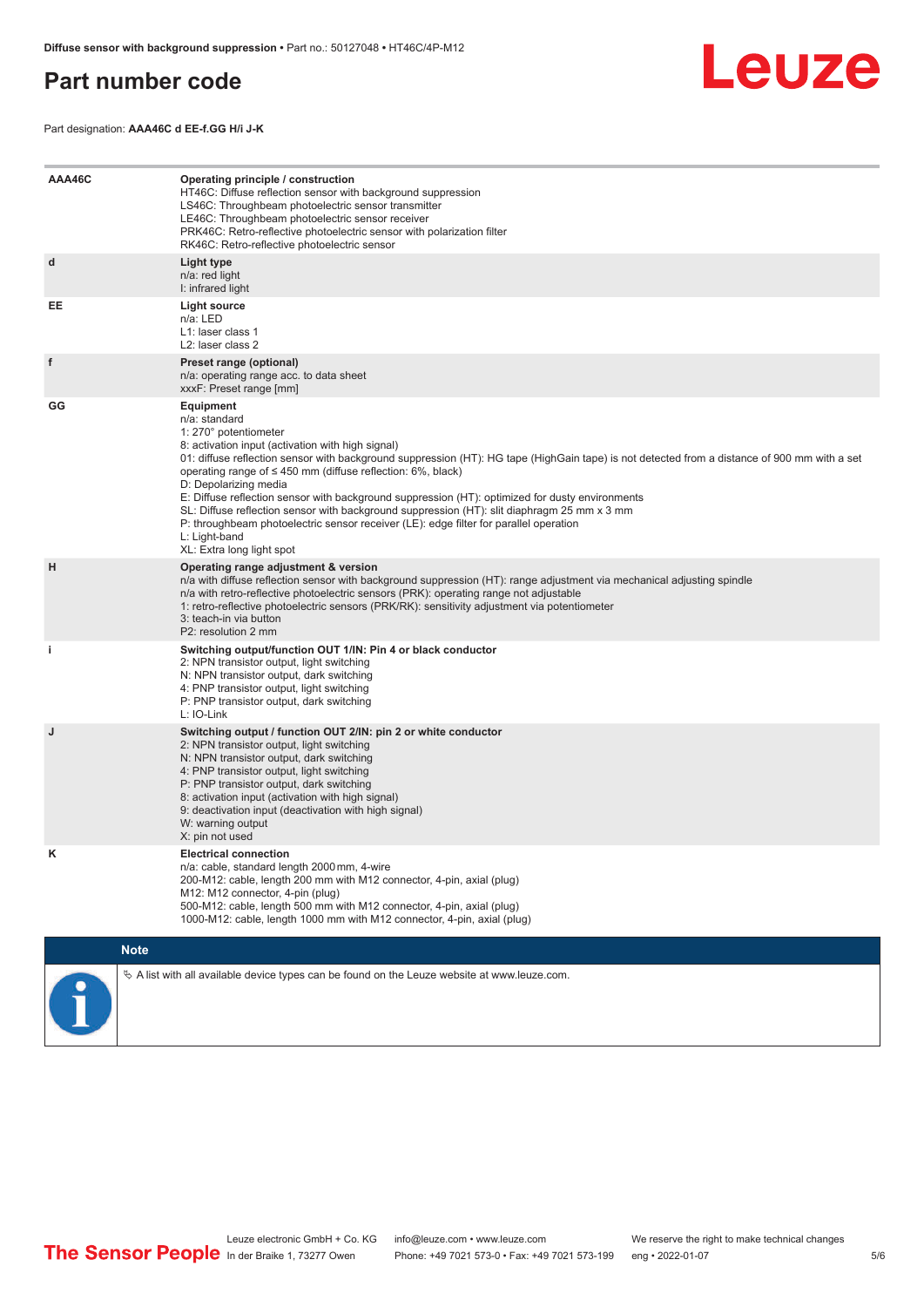# Part number code

Part designation: **AAA46C d EE-f.GG H/i J-K**

| | |
|---|---|
| **AAA46C** | **Operating principle / construction**<br>HT46C: Diffuse reflection sensor with background suppression<br>LS46C: Throughbeam photoelectric sensor transmitter<br>LE46C: Throughbeam photoelectric sensor receiver<br>PRK46C: Retro-reflective photoelectric sensor with polarization filter<br>RK46C: Retro-reflective photoelectric sensor |
| **d** | **Light type**<br>n/a: red light<br>I: infrared light |
| **EE** | **Light source**<br>n/a: LED<br>L1: laser class 1<br>L2: laser class 2 |
| **f** | **Preset range (optional)**<br>n/a: operating range acc. to data sheet<br>xxxF: Preset range [mm] |
| **GG** | **Equipment**<br>n/a: standard<br>1: 270° potentiometer<br>8: activation input (activation with high signal)<br>01: diffuse reflection sensor with background suppression (HT): HG tape (HighGain tape) is not detected from a distance of 900 mm with a set operating range of ≤ 450 mm (diffuse reflection: 6%, black)<br>D: Depolarizing media<br>E: Diffuse reflection sensor with background suppression (HT): optimized for dusty environments<br>SL: Diffuse reflection sensor with background suppression (HT): slit diaphragm 25 mm x 3 mm<br>P: throughbeam photoelectric sensor receiver (LE): edge filter for parallel operation<br>L: Light-band<br>XL: Extra long light spot |
| **H** | **Operating range adjustment & version**<br>n/a with diffuse reflection sensor with background suppression (HT): range adjustment via mechanical adjusting spindle<br>n/a with retro-reflective photoelectric sensors (PRK): operating range not adjustable<br>1: retro-reflective photoelectric sensors (PRK/RK): sensitivity adjustment via potentiometer<br>3: teach-in via button<br>P2: resolution 2 mm |
| **i** | **Switching output/function OUT 1/IN: Pin 4 or black conductor**<br>2: NPN transistor output, light switching<br>N: NPN transistor output, dark switching<br>4: PNP transistor output, light switching<br>P: PNP transistor output, dark switching<br>L: IO-Link |
| **J** | **Switching output / function OUT 2/IN: pin 2 or white conductor**<br>2: NPN transistor output, light switching<br>N: NPN transistor output, dark switching<br>4: PNP transistor output, light switching<br>P: PNP transistor output, dark switching<br>8: activation input (activation with high signal)<br>9: deactivation input (deactivation with high signal)<br>W: warning output<br>X: pin not used |
| **K** | **Electrical connection**<br>n/a: cable, standard length 2000 mm, 4-wire<br>200-M12: cable, length 200 mm with M12 connector, 4-pin, axial (plug)<br>M12: M12 connector, 4-pin (plug)<br>500-M12: cable, length 500 mm with M12 connector, 4-pin, axial (plug)<br>1000-M12: cable, length 1000 mm with M12 connector, 4-pin, axial (plug) |

**Note**

- A list with all available device types can be found on the Leuze website at www.leuze.com.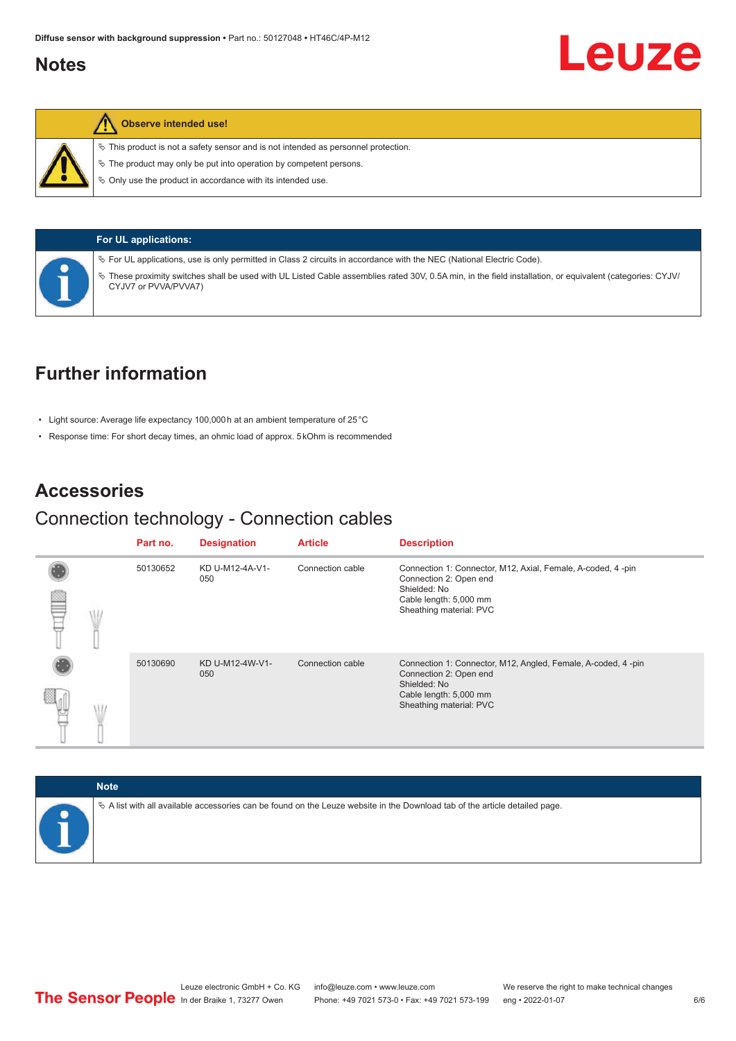# Notes

**Observe intended use!**

- This product is not a safety sensor and is not intended as personnel protection.
- The product may only be put into operation by competent persons.
- Only use the product in accordance with its intended use.

**For UL applications:**

- For UL applications, use is only permitted in Class 2 circuits in accordance with the NEC (National Electric Code).
- These proximity switches shall be used with UL Listed Cable assemblies rated 30V, 0.5A min, in the field installation, or equivalent (categories: CYJV/CYJV7 or PVVA/PVVA7)

# Further information

- Light source: Average life expectancy 100,000 h at an ambient temperature of 25 °C
- Response time: For short decay times, an ohmic load of approx. 5 kOhm is recommended

# Accessories

## Connection technology - Connection cables

| Part no. | Designation | Article | Description |
|---|---|---|---|
| 50130652 | KD U-M12-4A-V1-050 | Connection cable | Connection 1: Connector, M12, Axial, Female, A-coded, 4 -pin<br>Connection 2: Open end<br>Shielded: No<br>Cable length: 5,000 mm<br>Sheathing material: PVC |
| 50130690 | KD U-M12-4W-V1-050 | Connection cable | Connection 1: Connector, M12, Angled, Female, A-coded, 4 -pin<br>Connection 2: Open end<br>Shielded: No<br>Cable length: 5,000 mm<br>Sheathing material: PVC |

**Note**

- A list with all available accessories can be found on the Leuze website in the Download tab of the article detailed page.